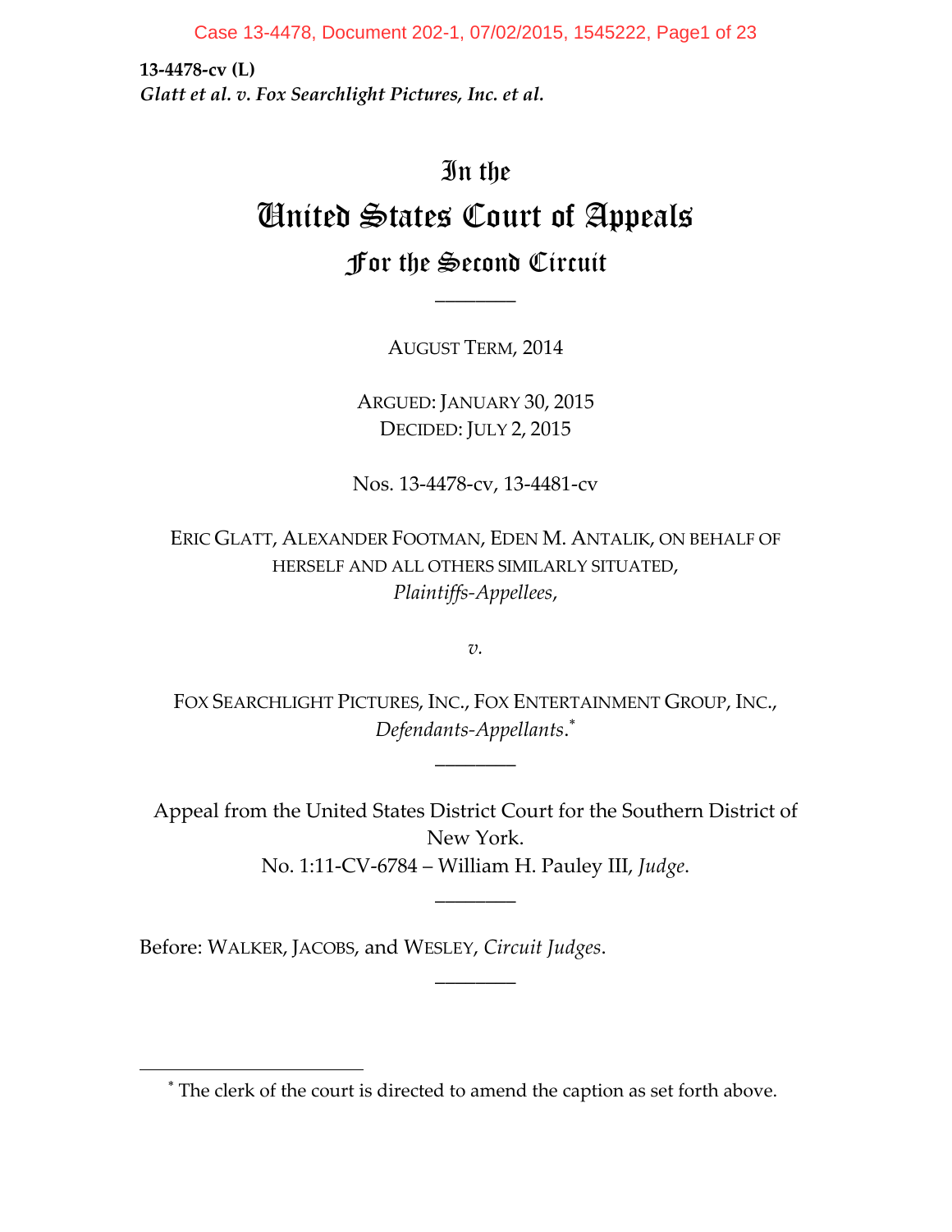**13-4478-cv (L)**
***Glatt et al. v. Fox Searchlight Pictures, Inc. et al.***

# In the United States Court of Appeals For the Second Circuit

________

AUGUST TERM, 2014

ARGUED: JANUARY 30, 2015
DECIDED: JULY 2, 2015

Nos. 13-4478-cv, 13-4481-cv

ERIC GLATT, ALEXANDER FOOTMAN, EDEN M. ANTALIK, ON BEHALF OF HERSELF AND ALL OTHERS SIMILARLY SITUATED,
*Plaintiffs-Appellees*,

*v.*

FOX SEARCHLIGHT PICTURES, INC., FOX ENTERTAINMENT GROUP, INC.,
*Defendants-Appellants*.[*]

________

Appeal from the United States District Court for the Southern District of New York.
No. 1:11-CV-6784 – William H. Pauley III, *Judge*.

________

Before: WALKER, JACOBS, and WESLEY, *Circuit Judges*.

________

[*] The clerk of the court is directed to amend the caption as set forth above.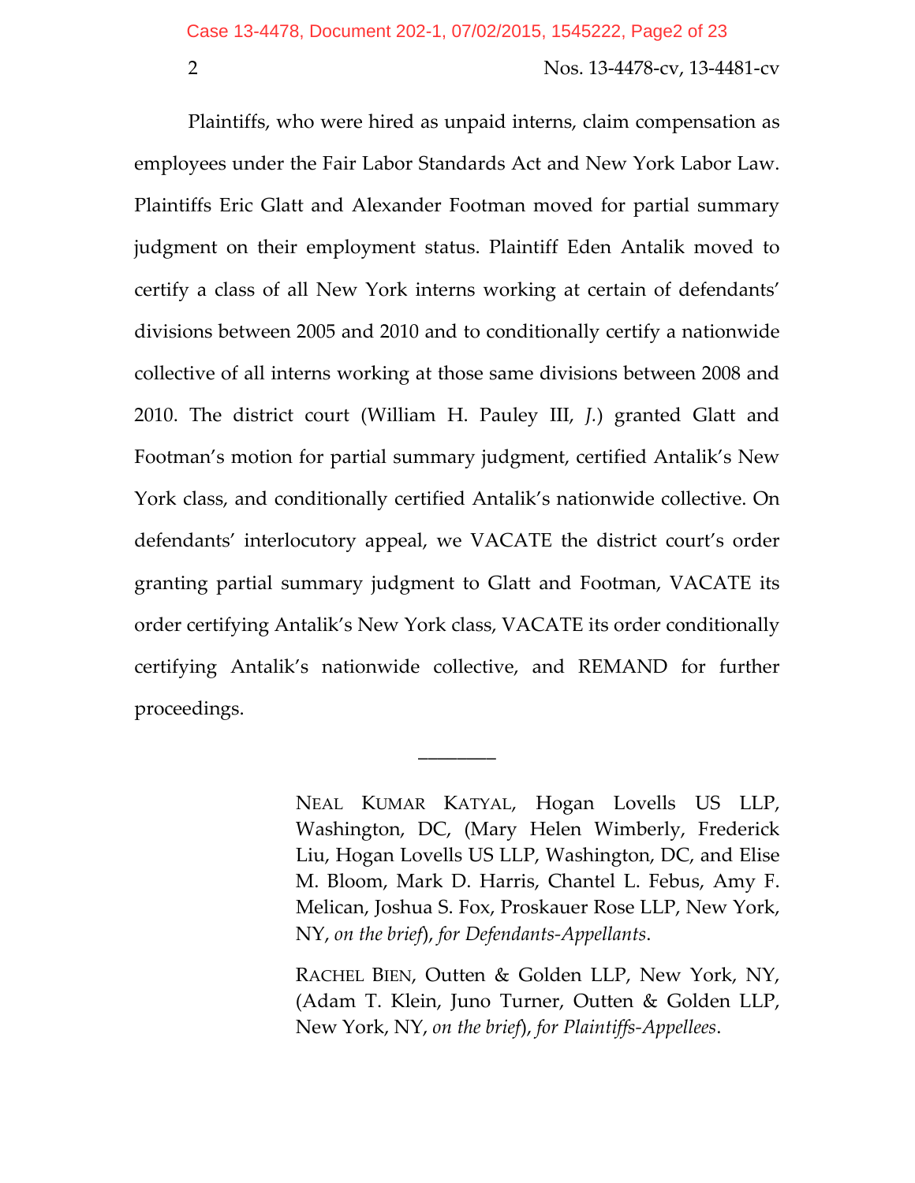Plaintiffs, who were hired as unpaid interns, claim compensation as employees under the Fair Labor Standards Act and New York Labor Law. Plaintiffs Eric Glatt and Alexander Footman moved for partial summary judgment on their employment status. Plaintiff Eden Antalik moved to certify a class of all New York interns working at certain of defendants' divisions between 2005 and 2010 and to conditionally certify a nationwide collective of all interns working at those same divisions between 2008 and 2010. The district court (William H. Pauley III, *J.*) granted Glatt and Footman's motion for partial summary judgment, certified Antalik's New York class, and conditionally certified Antalik's nationwide collective. On defendants' interlocutory appeal, we VACATE the district court's order granting partial summary judgment to Glatt and Footman, VACATE its order certifying Antalik's New York class, VACATE its order conditionally certifying Antalik's nationwide collective, and REMAND for further proceedings.

________

NEAL KUMAR KATYAL, Hogan Lovells US LLP, Washington, DC, (Mary Helen Wimberly, Frederick Liu, Hogan Lovells US LLP, Washington, DC, and Elise M. Bloom, Mark D. Harris, Chantel L. Febus, Amy F. Melican, Joshua S. Fox, Proskauer Rose LLP, New York, NY, *on the brief*), *for Defendants-Appellants*.

RACHEL BIEN, Outten & Golden LLP, New York, NY, (Adam T. Klein, Juno Turner, Outten & Golden LLP, New York, NY, *on the brief*), *for Plaintiffs-Appellees*.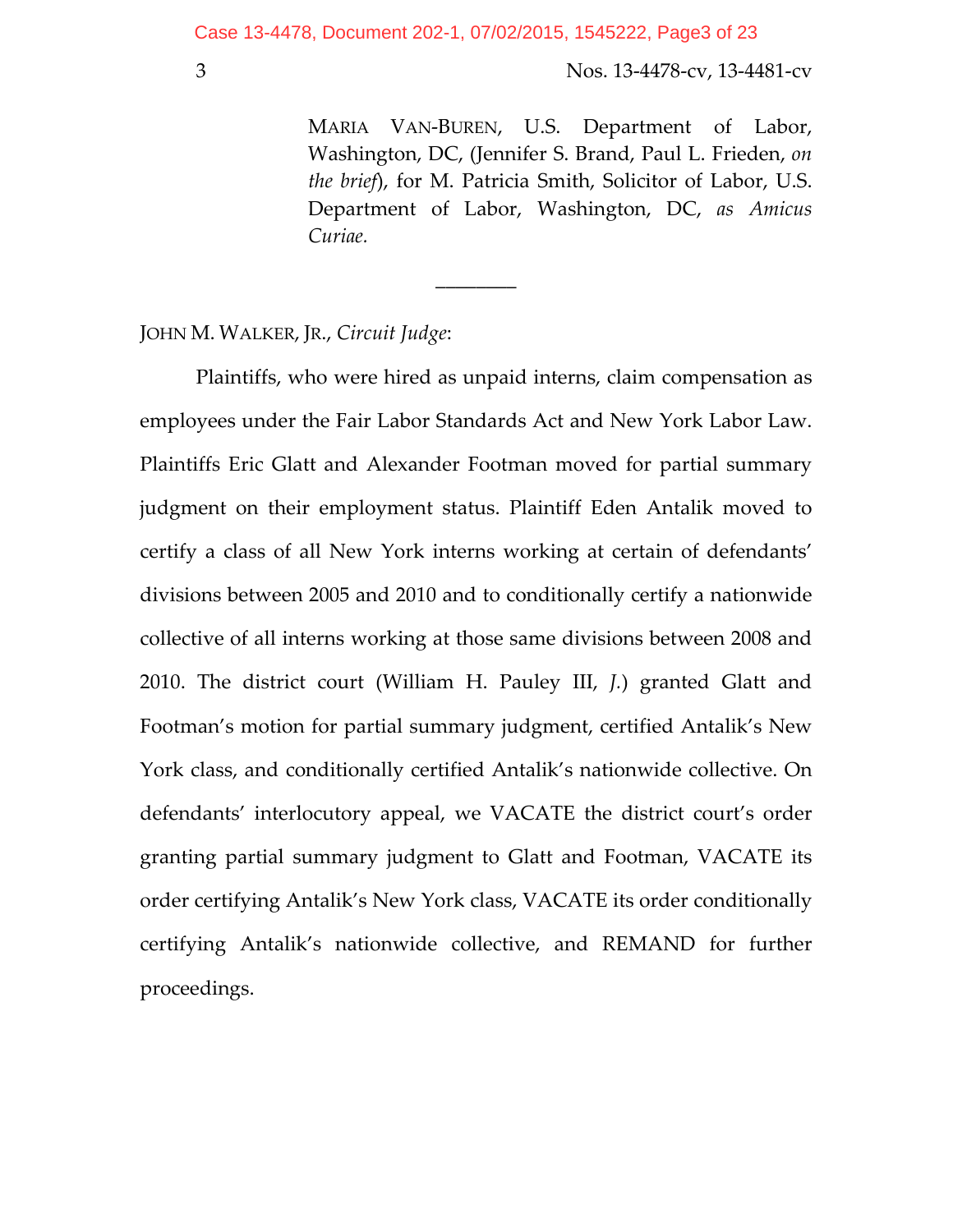MARIA VAN-BUREN, U.S. Department of Labor, Washington, DC, (Jennifer S. Brand, Paul L. Frieden, *on the brief*), for M. Patricia Smith, Solicitor of Labor, U.S. Department of Labor, Washington, DC, *as Amicus Curiae.*

________

JOHN M. WALKER, JR., *Circuit Judge*:

Plaintiffs, who were hired as unpaid interns, claim compensation as employees under the Fair Labor Standards Act and New York Labor Law. Plaintiffs Eric Glatt and Alexander Footman moved for partial summary judgment on their employment status. Plaintiff Eden Antalik moved to certify a class of all New York interns working at certain of defendants' divisions between 2005 and 2010 and to conditionally certify a nationwide collective of all interns working at those same divisions between 2008 and 2010. The district court (William H. Pauley III, *J.*) granted Glatt and Footman's motion for partial summary judgment, certified Antalik's New York class, and conditionally certified Antalik's nationwide collective. On defendants' interlocutory appeal, we VACATE the district court's order granting partial summary judgment to Glatt and Footman, VACATE its order certifying Antalik's New York class, VACATE its order conditionally certifying Antalik's nationwide collective, and REMAND for further proceedings.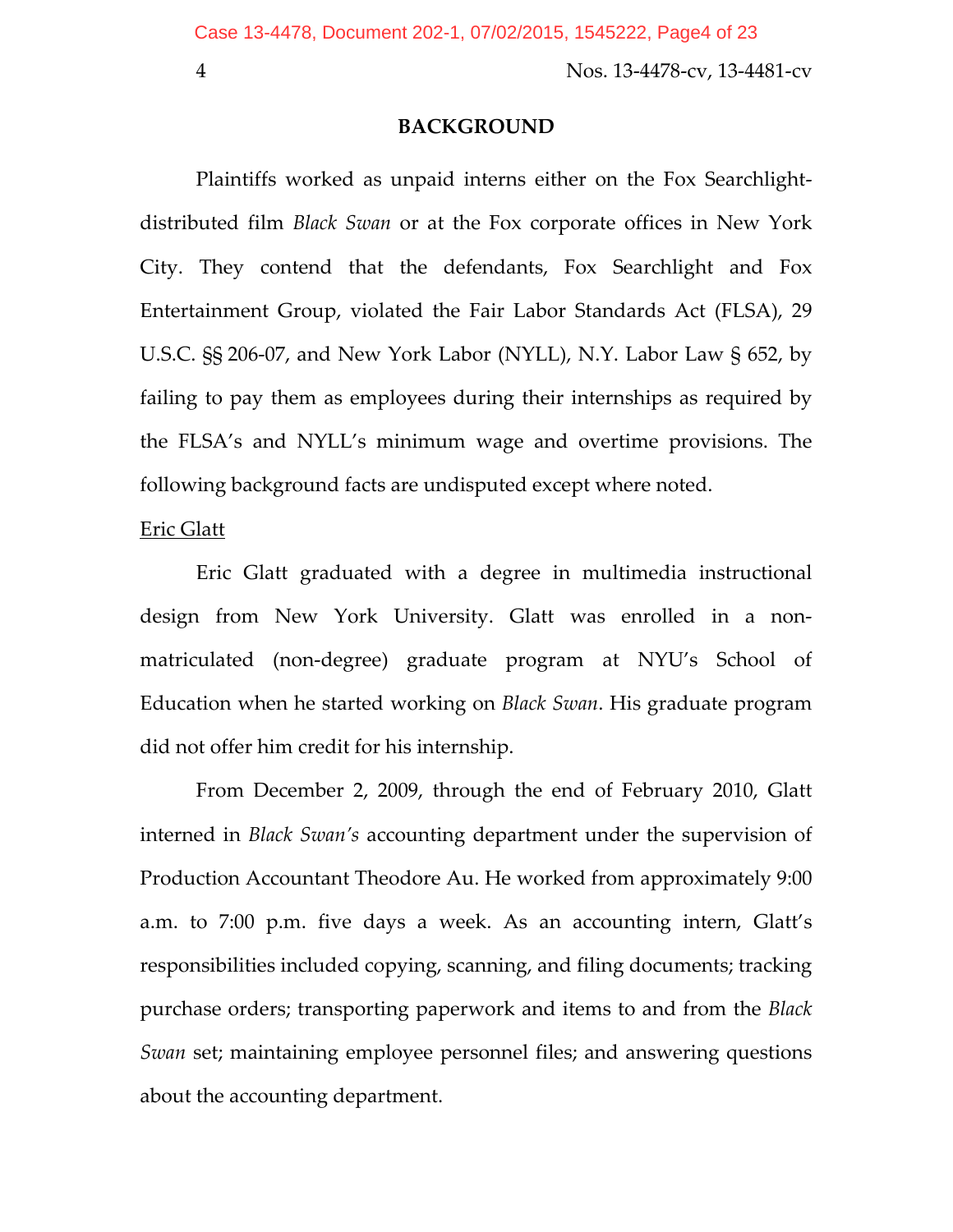## BACKGROUND

Plaintiffs worked as unpaid interns either on the Fox Searchlight-distributed film *Black Swan* or at the Fox corporate offices in New York City. They contend that the defendants, Fox Searchlight and Fox Entertainment Group, violated the Fair Labor Standards Act (FLSA), 29 U.S.C. §§ 206-07, and New York Labor (NYLL), N.Y. Labor Law § 652, by failing to pay them as employees during their internships as required by the FLSA's and NYLL's minimum wage and overtime provisions. The following background facts are undisputed except where noted.

<u>Eric Glatt</u>

Eric Glatt graduated with a degree in multimedia instructional design from New York University. Glatt was enrolled in a non-matriculated (non-degree) graduate program at NYU's School of Education when he started working on *Black Swan*. His graduate program did not offer him credit for his internship.

From December 2, 2009, through the end of February 2010, Glatt interned in *Black Swan's* accounting department under the supervision of Production Accountant Theodore Au. He worked from approximately 9:00 a.m. to 7:00 p.m. five days a week. As an accounting intern, Glatt's responsibilities included copying, scanning, and filing documents; tracking purchase orders; transporting paperwork and items to and from the *Black Swan* set; maintaining employee personnel files; and answering questions about the accounting department.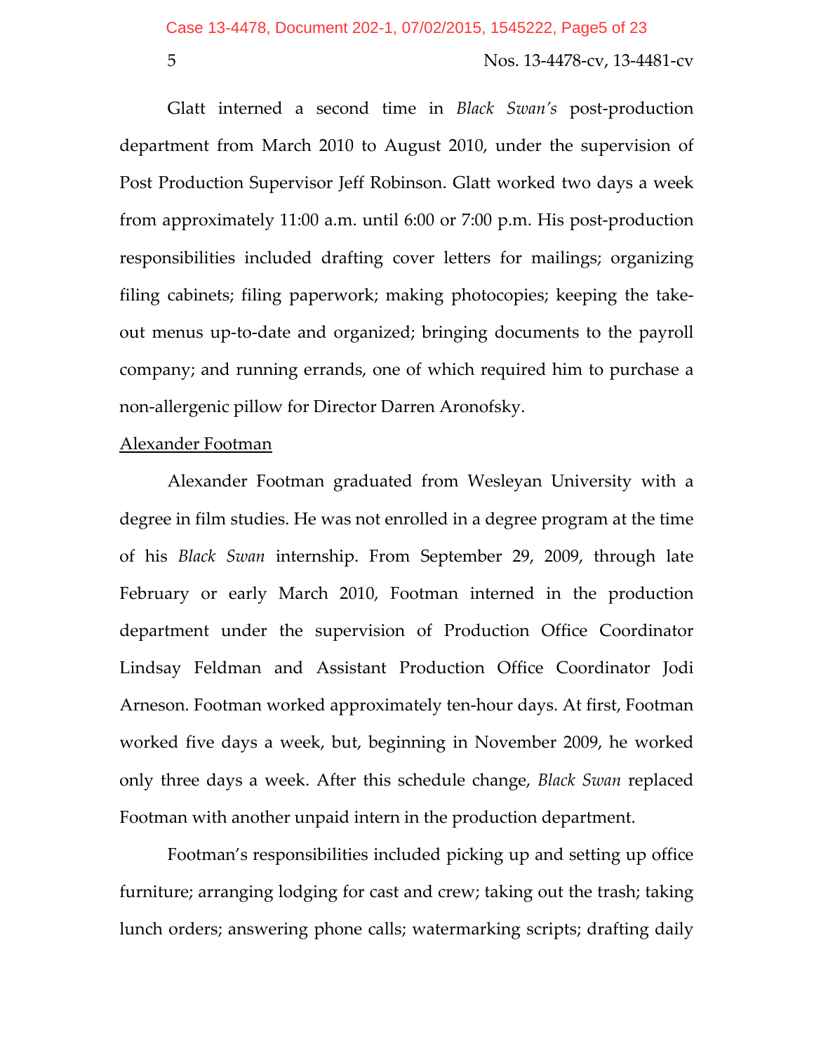Glatt interned a second time in *Black Swan's* post-production department from March 2010 to August 2010, under the supervision of Post Production Supervisor Jeff Robinson. Glatt worked two days a week from approximately 11:00 a.m. until 6:00 or 7:00 p.m. His post-production responsibilities included drafting cover letters for mailings; organizing filing cabinets; filing paperwork; making photocopies; keeping the take-out menus up-to-date and organized; bringing documents to the payroll company; and running errands, one of which required him to purchase a non-allergenic pillow for Director Darren Aronofsky.

<u>Alexander Footman</u>

Alexander Footman graduated from Wesleyan University with a degree in film studies. He was not enrolled in a degree program at the time of his *Black Swan* internship. From September 29, 2009, through late February or early March 2010, Footman interned in the production department under the supervision of Production Office Coordinator Lindsay Feldman and Assistant Production Office Coordinator Jodi Arneson. Footman worked approximately ten-hour days. At first, Footman worked five days a week, but, beginning in November 2009, he worked only three days a week. After this schedule change, *Black Swan* replaced Footman with another unpaid intern in the production department.

Footman's responsibilities included picking up and setting up office furniture; arranging lodging for cast and crew; taking out the trash; taking lunch orders; answering phone calls; watermarking scripts; drafting daily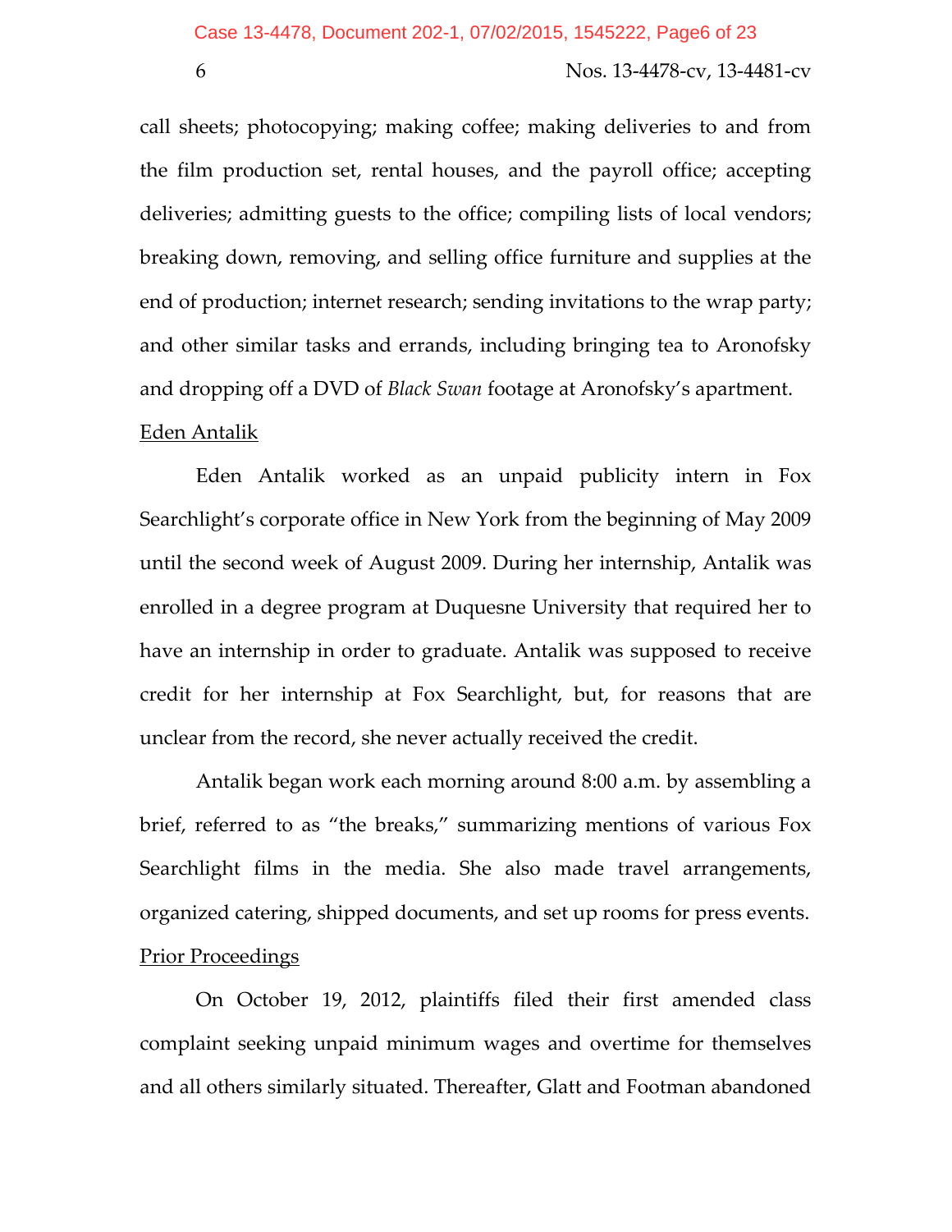call sheets; photocopying; making coffee; making deliveries to and from the film production set, rental houses, and the payroll office; accepting deliveries; admitting guests to the office; compiling lists of local vendors; breaking down, removing, and selling office furniture and supplies at the end of production; internet research; sending invitations to the wrap party; and other similar tasks and errands, including bringing tea to Aronofsky and dropping off a DVD of *Black Swan* footage at Aronofsky's apartment.

<u>Eden Antalik</u>

Eden Antalik worked as an unpaid publicity intern in Fox Searchlight's corporate office in New York from the beginning of May 2009 until the second week of August 2009. During her internship, Antalik was enrolled in a degree program at Duquesne University that required her to have an internship in order to graduate. Antalik was supposed to receive credit for her internship at Fox Searchlight, but, for reasons that are unclear from the record, she never actually received the credit.

Antalik began work each morning around 8:00 a.m. by assembling a brief, referred to as "the breaks," summarizing mentions of various Fox Searchlight films in the media. She also made travel arrangements, organized catering, shipped documents, and set up rooms for press events.

<u>Prior Proceedings</u>

On October 19, 2012, plaintiffs filed their first amended class complaint seeking unpaid minimum wages and overtime for themselves and all others similarly situated. Thereafter, Glatt and Footman abandoned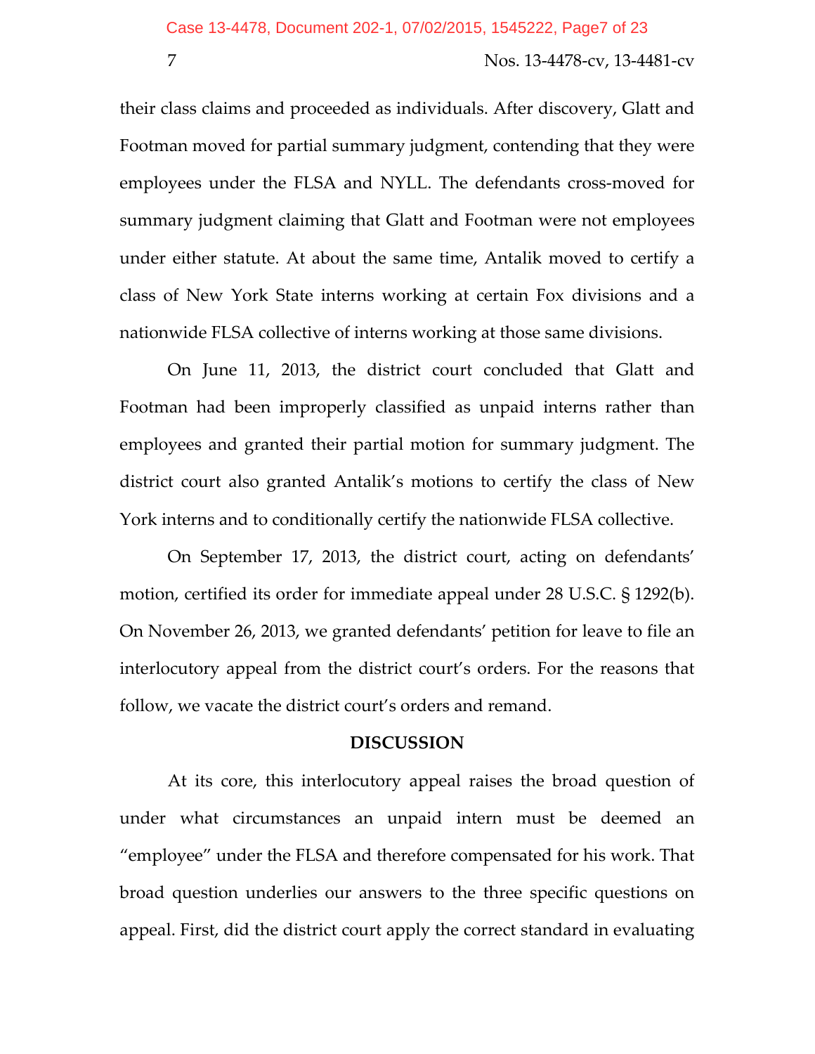their class claims and proceeded as individuals. After discovery, Glatt and Footman moved for partial summary judgment, contending that they were employees under the FLSA and NYLL. The defendants cross-moved for summary judgment claiming that Glatt and Footman were not employees under either statute. At about the same time, Antalik moved to certify a class of New York State interns working at certain Fox divisions and a nationwide FLSA collective of interns working at those same divisions.

On June 11, 2013, the district court concluded that Glatt and Footman had been improperly classified as unpaid interns rather than employees and granted their partial motion for summary judgment. The district court also granted Antalik's motions to certify the class of New York interns and to conditionally certify the nationwide FLSA collective.

On September 17, 2013, the district court, acting on defendants' motion, certified its order for immediate appeal under 28 U.S.C. § 1292(b). On November 26, 2013, we granted defendants' petition for leave to file an interlocutory appeal from the district court's orders. For the reasons that follow, we vacate the district court's orders and remand.

**DISCUSSION**

At its core, this interlocutory appeal raises the broad question of under what circumstances an unpaid intern must be deemed an "employee" under the FLSA and therefore compensated for his work. That broad question underlies our answers to the three specific questions on appeal. First, did the district court apply the correct standard in evaluating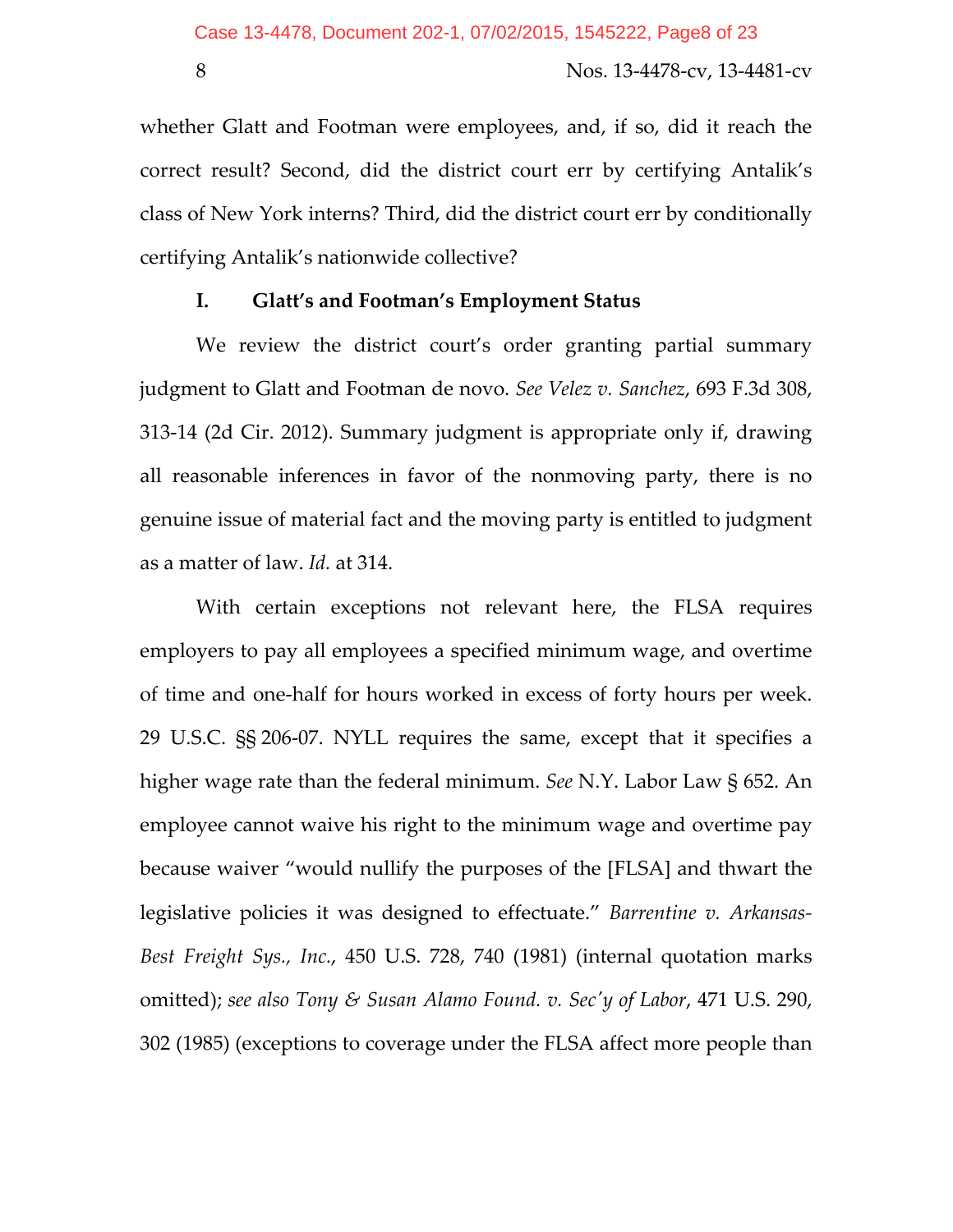whether Glatt and Footman were employees, and, if so, did it reach the correct result? Second, did the district court err by certifying Antalik's class of New York interns? Third, did the district court err by conditionally certifying Antalik's nationwide collective?

## I. Glatt's and Footman's Employment Status

We review the district court's order granting partial summary judgment to Glatt and Footman de novo. *See Velez v. Sanchez*, 693 F.3d 308, 313-14 (2d Cir. 2012). Summary judgment is appropriate only if, drawing all reasonable inferences in favor of the nonmoving party, there is no genuine issue of material fact and the moving party is entitled to judgment as a matter of law. *Id.* at 314.

With certain exceptions not relevant here, the FLSA requires employers to pay all employees a specified minimum wage, and overtime of time and one-half for hours worked in excess of forty hours per week. 29 U.S.C. §§ 206-07. NYLL requires the same, except that it specifies a higher wage rate than the federal minimum. *See* N.Y. Labor Law § 652. An employee cannot waive his right to the minimum wage and overtime pay because waiver "would nullify the purposes of the [FLSA] and thwart the legislative policies it was designed to effectuate." *Barrentine v. Arkansas-Best Freight Sys., Inc.*, 450 U.S. 728, 740 (1981) (internal quotation marks omitted); *see also Tony & Susan Alamo Found. v. Sec'y of Labor*, 471 U.S. 290, 302 (1985) (exceptions to coverage under the FLSA affect more people than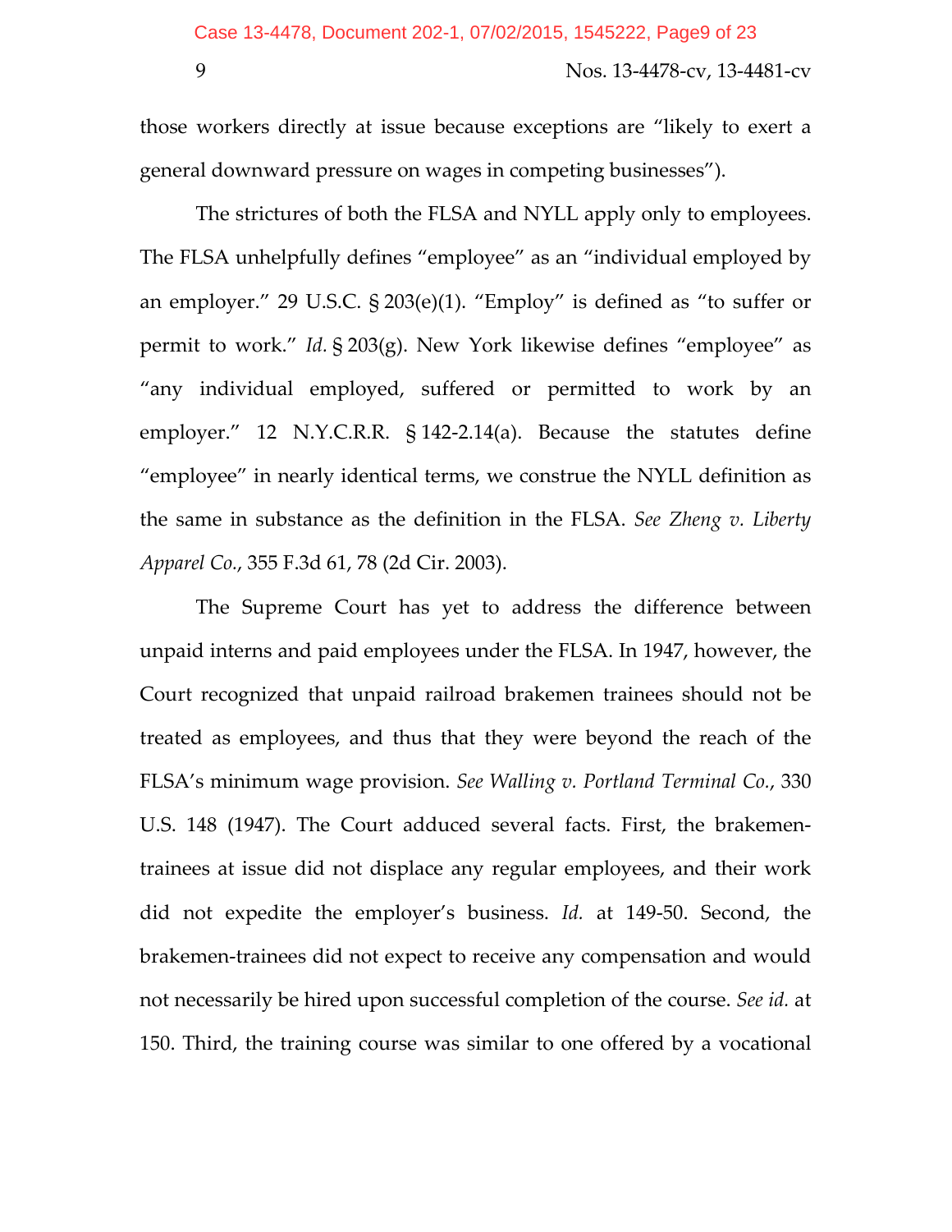those workers directly at issue because exceptions are "likely to exert a general downward pressure on wages in competing businesses").

The strictures of both the FLSA and NYLL apply only to employees. The FLSA unhelpfully defines "employee" as an "individual employed by an employer." 29 U.S.C. § 203(e)(1). "Employ" is defined as "to suffer or permit to work." *Id.* § 203(g). New York likewise defines "employee" as "any individual employed, suffered or permitted to work by an employer." 12 N.Y.C.R.R. § 142-2.14(a). Because the statutes define "employee" in nearly identical terms, we construe the NYLL definition as the same in substance as the definition in the FLSA. *See Zheng v. Liberty Apparel Co.*, 355 F.3d 61, 78 (2d Cir. 2003).

The Supreme Court has yet to address the difference between unpaid interns and paid employees under the FLSA. In 1947, however, the Court recognized that unpaid railroad brakemen trainees should not be treated as employees, and thus that they were beyond the reach of the FLSA's minimum wage provision. *See Walling v. Portland Terminal Co.*, 330 U.S. 148 (1947). The Court adduced several facts. First, the brakemen-trainees at issue did not displace any regular employees, and their work did not expedite the employer's business. *Id.* at 149-50. Second, the brakemen-trainees did not expect to receive any compensation and would not necessarily be hired upon successful completion of the course. *See id.* at 150. Third, the training course was similar to one offered by a vocational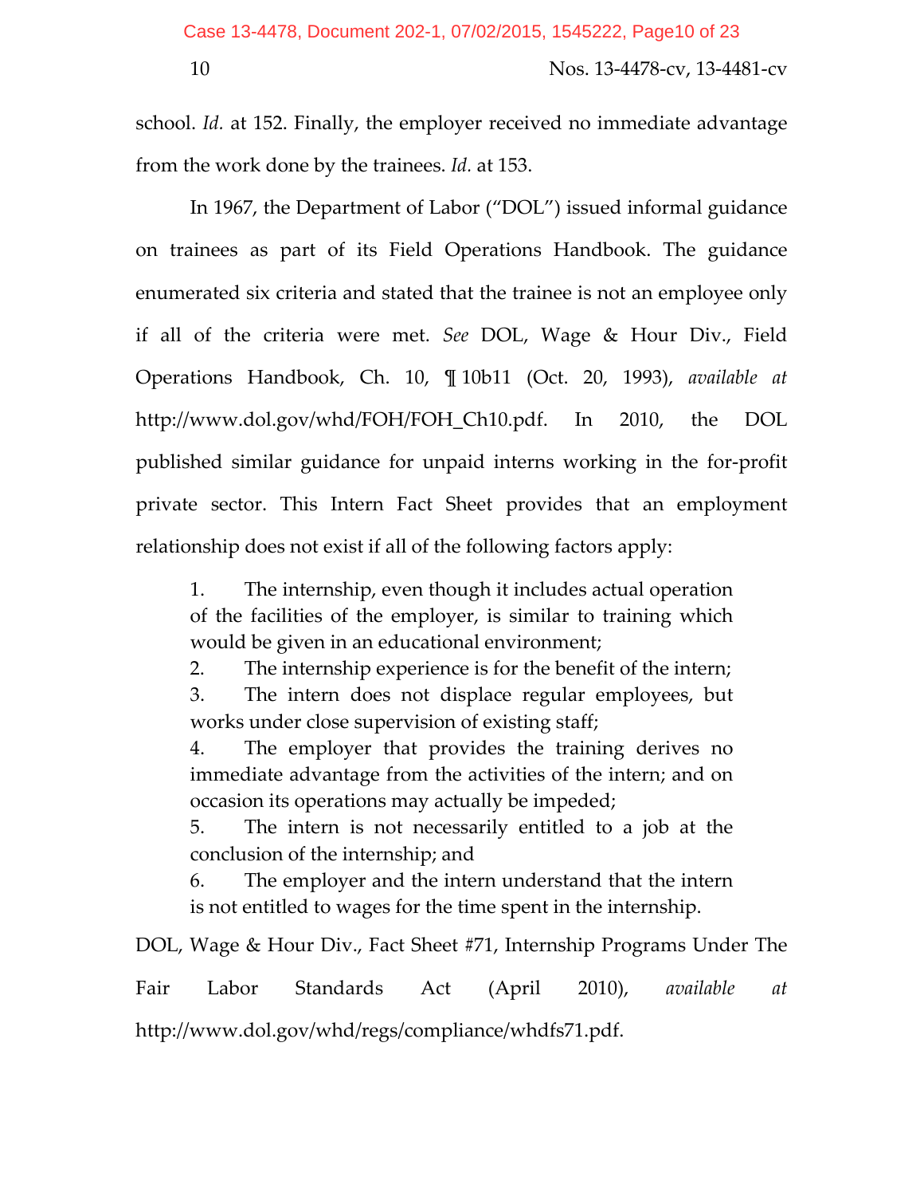school. *Id.* at 152. Finally, the employer received no immediate advantage from the work done by the trainees. *Id.* at 153.

In 1967, the Department of Labor ("DOL") issued informal guidance on trainees as part of its Field Operations Handbook. The guidance enumerated six criteria and stated that the trainee is not an employee only if all of the criteria were met. *See* DOL, Wage & Hour Div., Field Operations Handbook, Ch. 10, ¶ 10b11 (Oct. 20, 1993), *available at* http://www.dol.gov/whd/FOH/FOH_Ch10.pdf. In 2010, the DOL published similar guidance for unpaid interns working in the for-profit private sector. This Intern Fact Sheet provides that an employment relationship does not exist if all of the following factors apply:

> 1. The internship, even though it includes actual operation of the facilities of the employer, is similar to training which would be given in an educational environment;
> 2. The internship experience is for the benefit of the intern;
> 3. The intern does not displace regular employees, but works under close supervision of existing staff;
> 4. The employer that provides the training derives no immediate advantage from the activities of the intern; and on occasion its operations may actually be impeded;
> 5. The intern is not necessarily entitled to a job at the conclusion of the internship; and
> 6. The employer and the intern understand that the intern is not entitled to wages for the time spent in the internship.

DOL, Wage & Hour Div., Fact Sheet #71, Internship Programs Under The Fair Labor Standards Act (April 2010), *available at* http://www.dol.gov/whd/regs/compliance/whdfs71.pdf.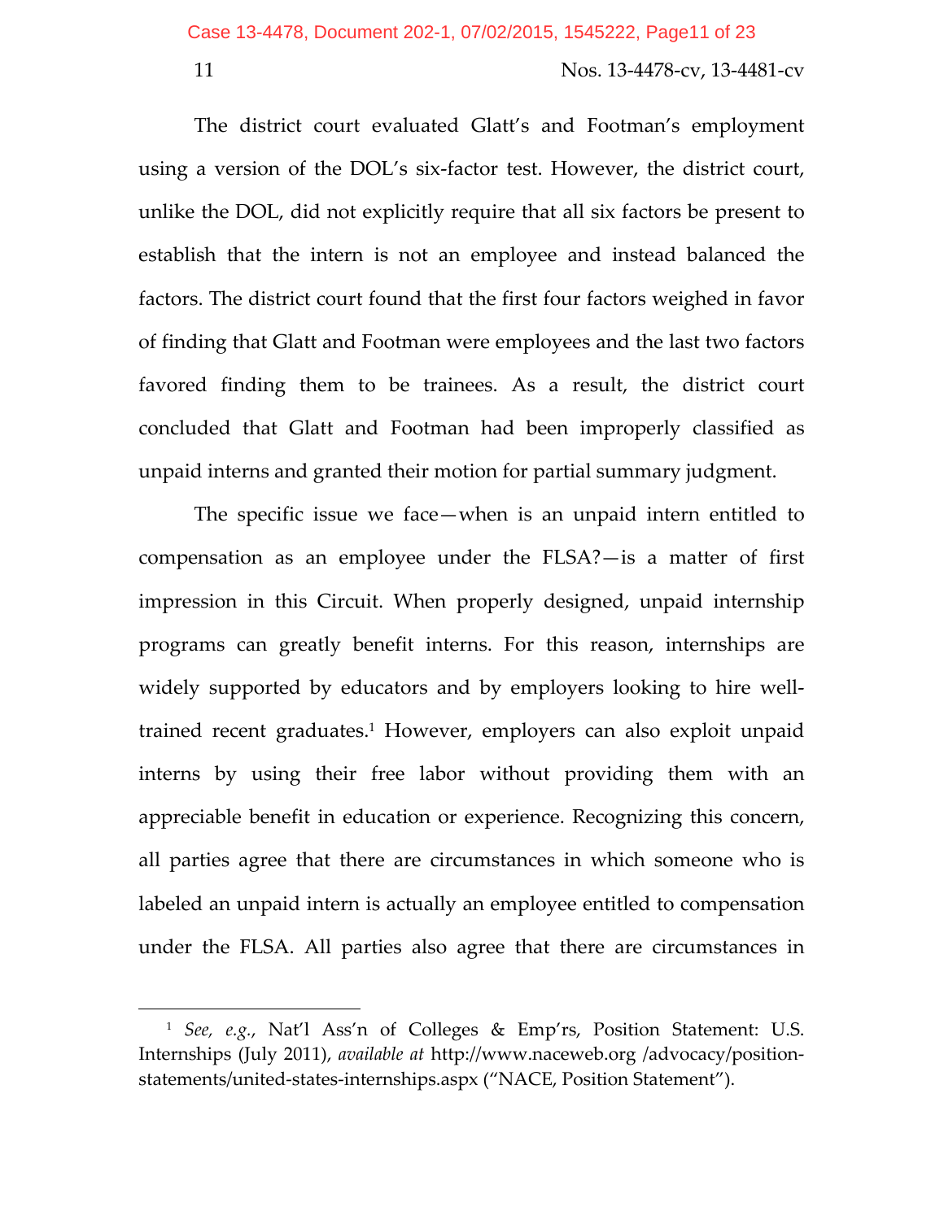The district court evaluated Glatt's and Footman's employment using a version of the DOL's six-factor test. However, the district court, unlike the DOL, did not explicitly require that all six factors be present to establish that the intern is not an employee and instead balanced the factors. The district court found that the first four factors weighed in favor of finding that Glatt and Footman were employees and the last two factors favored finding them to be trainees. As a result, the district court concluded that Glatt and Footman had been improperly classified as unpaid interns and granted their motion for partial summary judgment.

The specific issue we face—when is an unpaid intern entitled to compensation as an employee under the FLSA?—is a matter of first impression in this Circuit. When properly designed, unpaid internship programs can greatly benefit interns. For this reason, internships are widely supported by educators and by employers looking to hire well-trained recent graduates.[1] However, employers can also exploit unpaid interns by using their free labor without providing them with an appreciable benefit in education or experience. Recognizing this concern, all parties agree that there are circumstances in which someone who is labeled an unpaid intern is actually an employee entitled to compensation under the FLSA. All parties also agree that there are circumstances in

---

[1] *See, e.g.*, Nat'l Ass'n of Colleges & Emp'rs, Position Statement: U.S. Internships (July 2011), *available at* http://www.naceweb.org /advocacy/position-statements/united-states-internships.aspx ("NACE, Position Statement").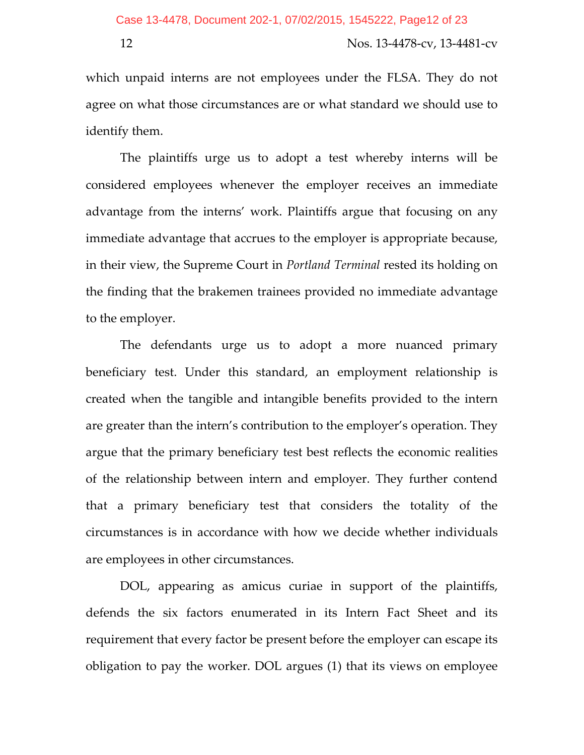which unpaid interns are not employees under the FLSA. They do not agree on what those circumstances are or what standard we should use to identify them.

The plaintiffs urge us to adopt a test whereby interns will be considered employees whenever the employer receives an immediate advantage from the interns' work. Plaintiffs argue that focusing on any immediate advantage that accrues to the employer is appropriate because, in their view, the Supreme Court in *Portland Terminal* rested its holding on the finding that the brakemen trainees provided no immediate advantage to the employer.

The defendants urge us to adopt a more nuanced primary beneficiary test. Under this standard, an employment relationship is created when the tangible and intangible benefits provided to the intern are greater than the intern's contribution to the employer's operation. They argue that the primary beneficiary test best reflects the economic realities of the relationship between intern and employer. They further contend that a primary beneficiary test that considers the totality of the circumstances is in accordance with how we decide whether individuals are employees in other circumstances.

DOL, appearing as amicus curiae in support of the plaintiffs, defends the six factors enumerated in its Intern Fact Sheet and its requirement that every factor be present before the employer can escape its obligation to pay the worker. DOL argues (1) that its views on employee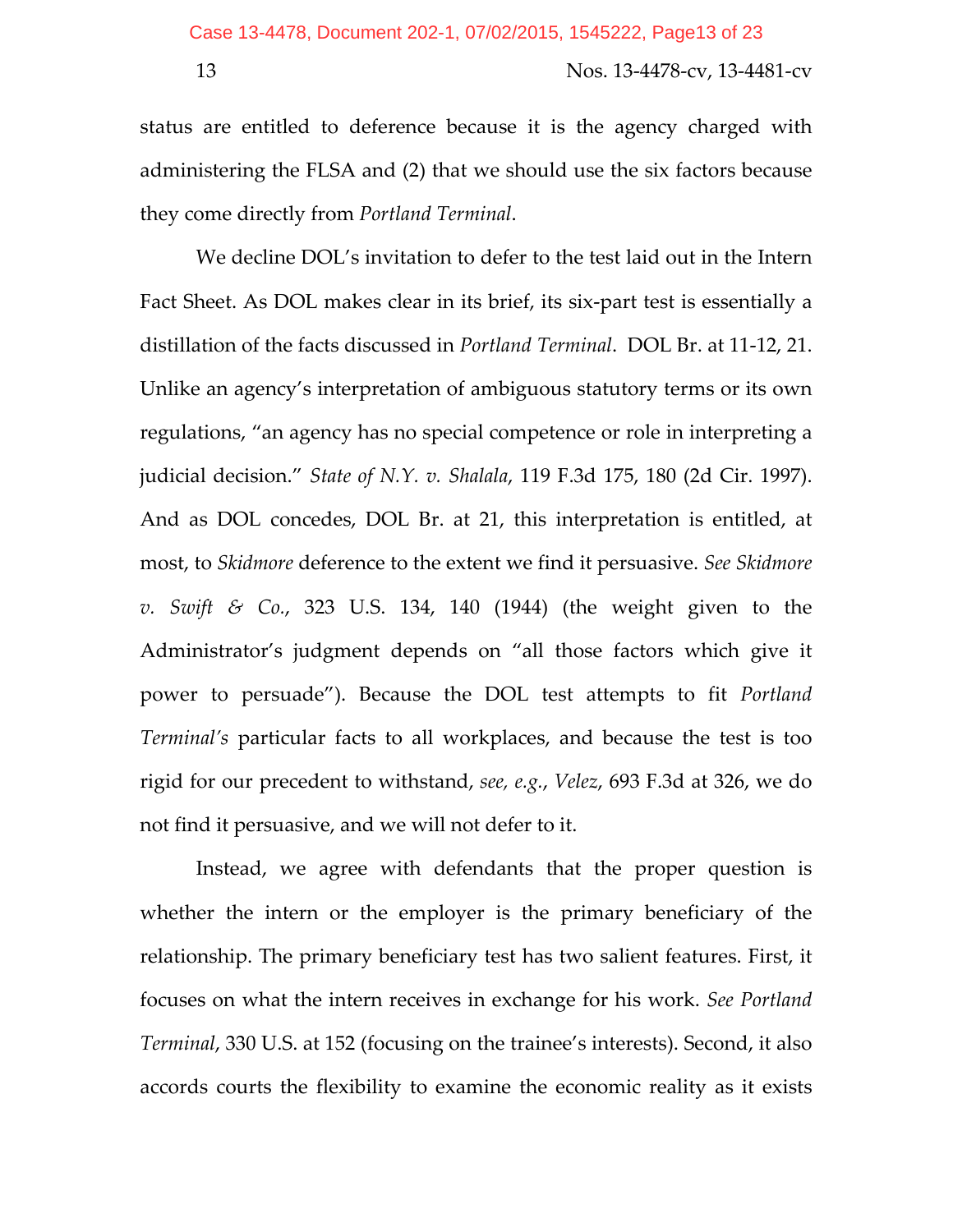status are entitled to deference because it is the agency charged with administering the FLSA and (2) that we should use the six factors because they come directly from *Portland Terminal*.

We decline DOL's invitation to defer to the test laid out in the Intern Fact Sheet. As DOL makes clear in its brief, its six-part test is essentially a distillation of the facts discussed in *Portland Terminal*. DOL Br. at 11-12, 21. Unlike an agency's interpretation of ambiguous statutory terms or its own regulations, "an agency has no special competence or role in interpreting a judicial decision." *State of N.Y. v. Shalala*, 119 F.3d 175, 180 (2d Cir. 1997). And as DOL concedes, DOL Br. at 21, this interpretation is entitled, at most, to *Skidmore* deference to the extent we find it persuasive. *See Skidmore v. Swift & Co.*, 323 U.S. 134, 140 (1944) (the weight given to the Administrator's judgment depends on "all those factors which give it power to persuade"). Because the DOL test attempts to fit *Portland Terminal's* particular facts to all workplaces, and because the test is too rigid for our precedent to withstand, *see, e.g.*, *Velez*, 693 F.3d at 326, we do not find it persuasive, and we will not defer to it.

Instead, we agree with defendants that the proper question is whether the intern or the employer is the primary beneficiary of the relationship. The primary beneficiary test has two salient features. First, it focuses on what the intern receives in exchange for his work. *See Portland Terminal*, 330 U.S. at 152 (focusing on the trainee's interests). Second, it also accords courts the flexibility to examine the economic reality as it exists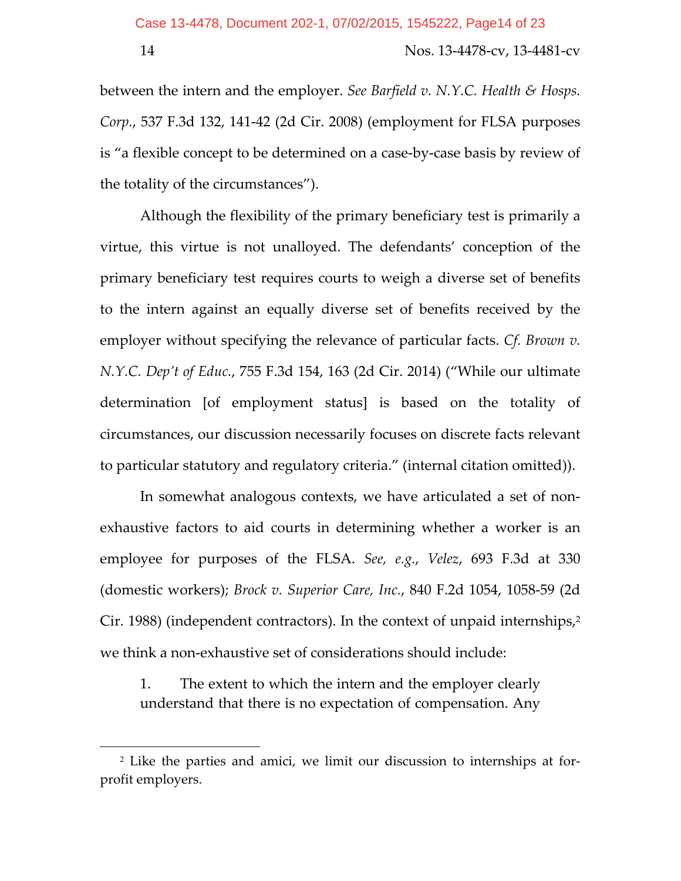between the intern and the employer. *See Barfield v. N.Y.C. Health & Hosps. Corp.*, 537 F.3d 132, 141-42 (2d Cir. 2008) (employment for FLSA purposes is "a flexible concept to be determined on a case-by-case basis by review of the totality of the circumstances").

Although the flexibility of the primary beneficiary test is primarily a virtue, this virtue is not unalloyed. The defendants' conception of the primary beneficiary test requires courts to weigh a diverse set of benefits to the intern against an equally diverse set of benefits received by the employer without specifying the relevance of particular facts. *Cf. Brown v. N.Y.C. Dep't of Educ.*, 755 F.3d 154, 163 (2d Cir. 2014) ("While our ultimate determination [of employment status] is based on the totality of circumstances, our discussion necessarily focuses on discrete facts relevant to particular statutory and regulatory criteria." (internal citation omitted)).

In somewhat analogous contexts, we have articulated a set of non-exhaustive factors to aid courts in determining whether a worker is an employee for purposes of the FLSA. *See, e.g.*, *Velez*, 693 F.3d at 330 (domestic workers); *Brock v. Superior Care, Inc.*, 840 F.2d 1054, 1058-59 (2d Cir. 1988) (independent contractors). In the context of unpaid internships,[2] we think a non-exhaustive set of considerations should include:

1. The extent to which the intern and the employer clearly understand that there is no expectation of compensation. Any

[2] Like the parties and amici, we limit our discussion to internships at for-profit employers.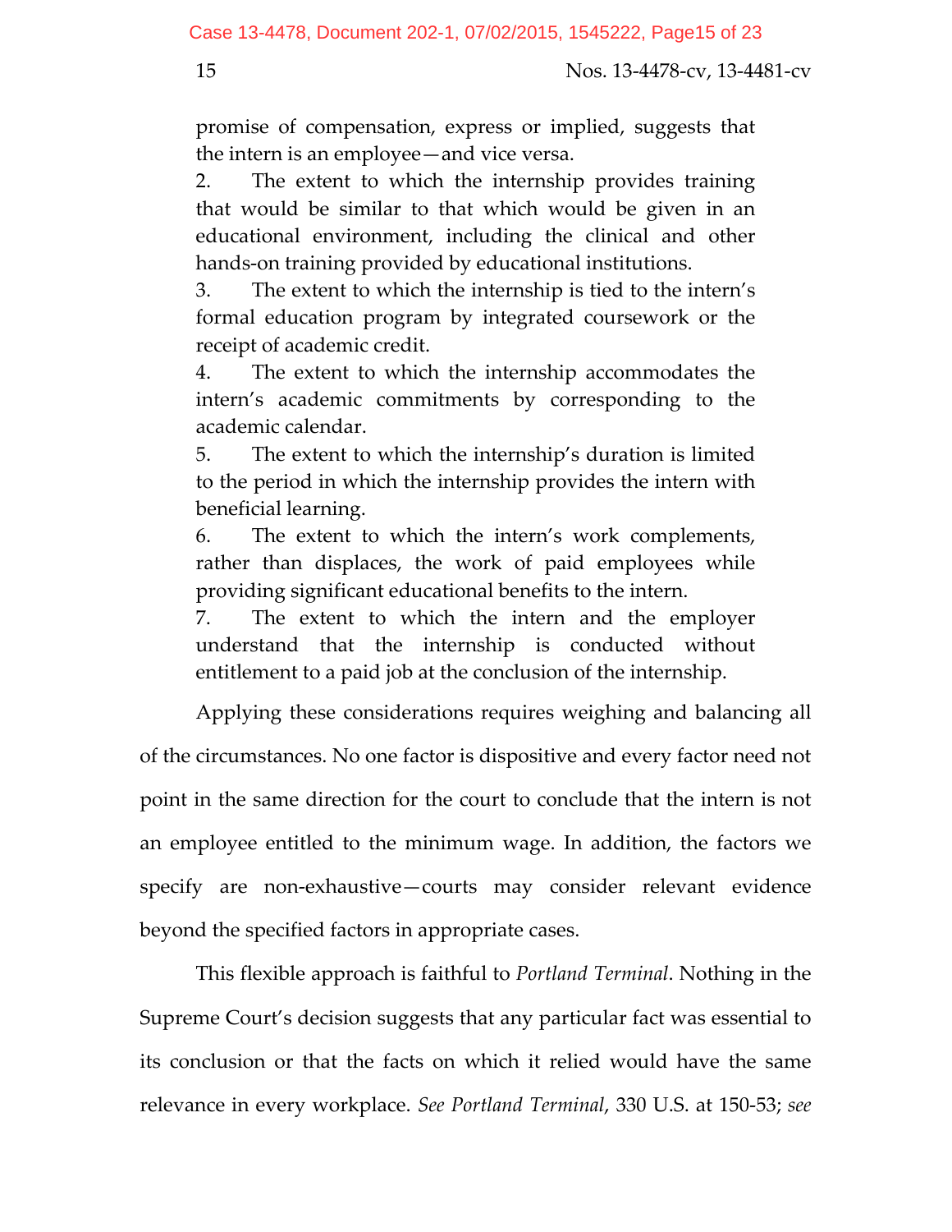promise of compensation, express or implied, suggests that the intern is an employee—and vice versa.

2. The extent to which the internship provides training that would be similar to that which would be given in an educational environment, including the clinical and other hands-on training provided by educational institutions.

3. The extent to which the internship is tied to the intern's formal education program by integrated coursework or the receipt of academic credit.

4. The extent to which the internship accommodates the intern's academic commitments by corresponding to the academic calendar.

5. The extent to which the internship's duration is limited to the period in which the internship provides the intern with beneficial learning.

6. The extent to which the intern's work complements, rather than displaces, the work of paid employees while providing significant educational benefits to the intern.

7. The extent to which the intern and the employer understand that the internship is conducted without entitlement to a paid job at the conclusion of the internship.

Applying these considerations requires weighing and balancing all of the circumstances. No one factor is dispositive and every factor need not point in the same direction for the court to conclude that the intern is not an employee entitled to the minimum wage. In addition, the factors we specify are non-exhaustive—courts may consider relevant evidence beyond the specified factors in appropriate cases.

This flexible approach is faithful to *Portland Terminal*. Nothing in the Supreme Court's decision suggests that any particular fact was essential to its conclusion or that the facts on which it relied would have the same relevance in every workplace. *See Portland Terminal*, 330 U.S. at 150-53; *see*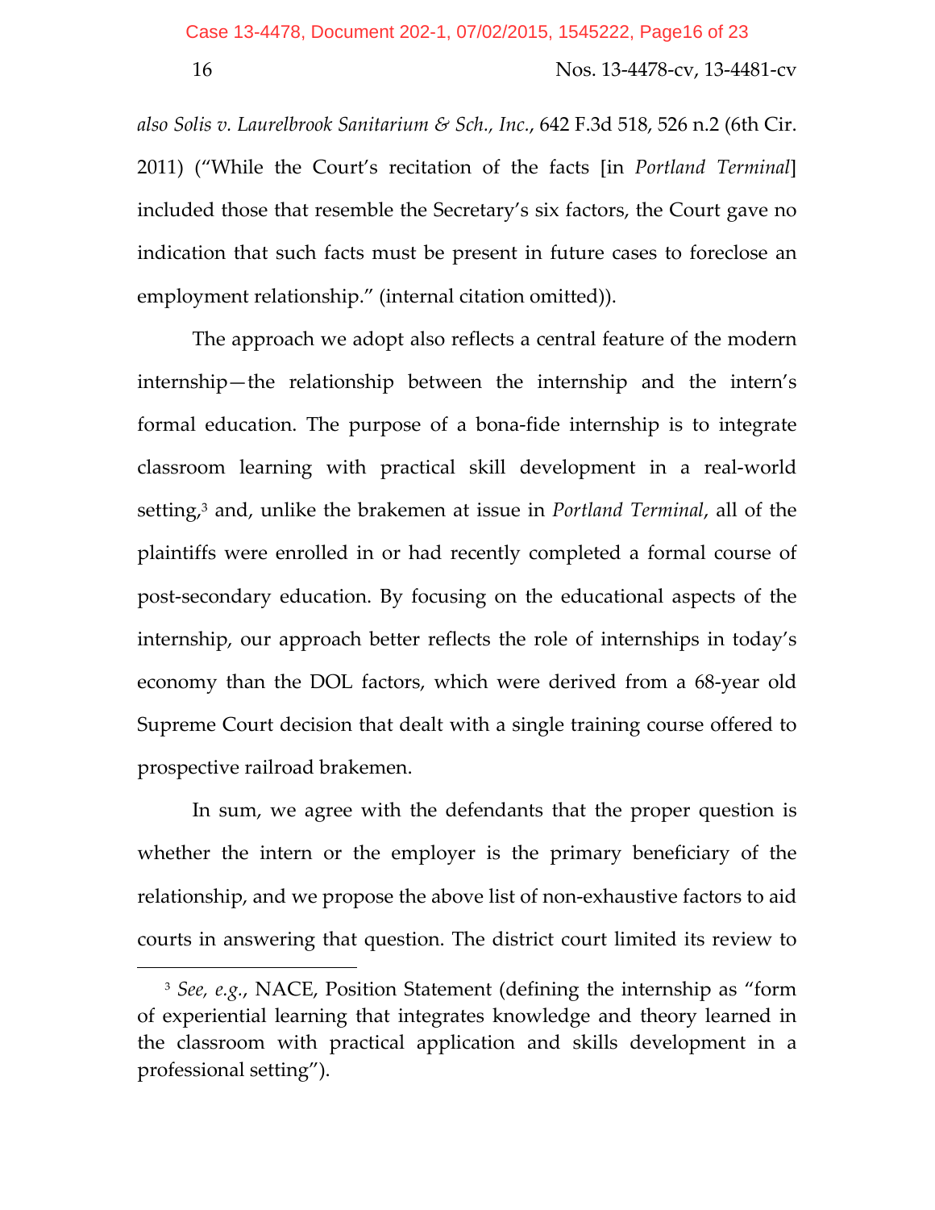*also Solis v. Laurelbrook Sanitarium & Sch., Inc.*, 642 F.3d 518, 526 n.2 (6th Cir. 2011) ("While the Court's recitation of the facts [in *Portland Terminal*] included those that resemble the Secretary's six factors, the Court gave no indication that such facts must be present in future cases to foreclose an employment relationship." (internal citation omitted)).

The approach we adopt also reflects a central feature of the modern internship—the relationship between the internship and the intern's formal education. The purpose of a bona-fide internship is to integrate classroom learning with practical skill development in a real-world setting,[3] and, unlike the brakemen at issue in *Portland Terminal*, all of the plaintiffs were enrolled in or had recently completed a formal course of post-secondary education. By focusing on the educational aspects of the internship, our approach better reflects the role of internships in today's economy than the DOL factors, which were derived from a 68-year old Supreme Court decision that dealt with a single training course offered to prospective railroad brakemen.

In sum, we agree with the defendants that the proper question is whether the intern or the employer is the primary beneficiary of the relationship, and we propose the above list of non-exhaustive factors to aid courts in answering that question. The district court limited its review to

---

[3] *See, e.g.*, NACE, Position Statement (defining the internship as "form of experiential learning that integrates knowledge and theory learned in the classroom with practical application and skills development in a professional setting").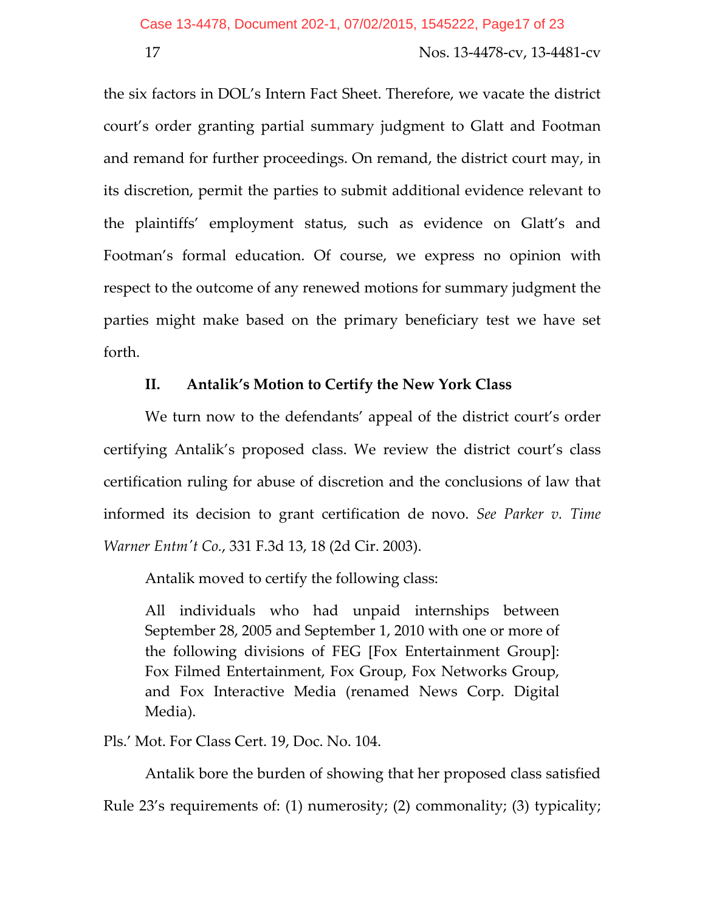the six factors in DOL's Intern Fact Sheet. Therefore, we vacate the district court's order granting partial summary judgment to Glatt and Footman and remand for further proceedings. On remand, the district court may, in its discretion, permit the parties to submit additional evidence relevant to the plaintiffs' employment status, such as evidence on Glatt's and Footman's formal education. Of course, we express no opinion with respect to the outcome of any renewed motions for summary judgment the parties might make based on the primary beneficiary test we have set forth.

## II. Antalik's Motion to Certify the New York Class

We turn now to the defendants' appeal of the district court's order certifying Antalik's proposed class. We review the district court's class certification ruling for abuse of discretion and the conclusions of law that informed its decision to grant certification de novo. *See Parker v. Time Warner Entm't Co.*, 331 F.3d 13, 18 (2d Cir. 2003).

Antalik moved to certify the following class:

> All individuals who had unpaid internships between September 28, 2005 and September 1, 2010 with one or more of the following divisions of FEG [Fox Entertainment Group]: Fox Filmed Entertainment, Fox Group, Fox Networks Group, and Fox Interactive Media (renamed News Corp. Digital Media).

Pls.' Mot. For Class Cert. 19, Doc. No. 104.

Antalik bore the burden of showing that her proposed class satisfied Rule 23's requirements of: (1) numerosity; (2) commonality; (3) typicality;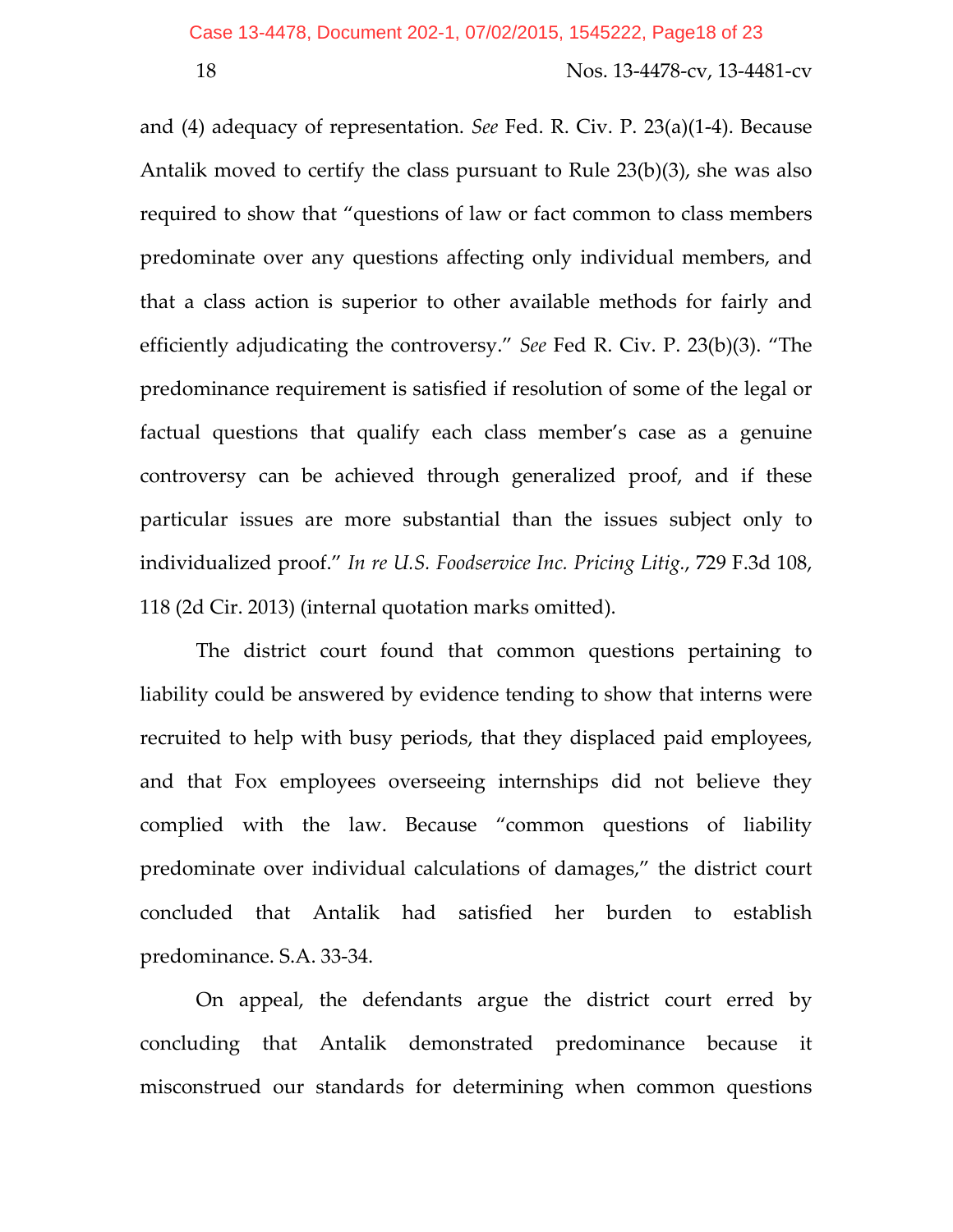and (4) adequacy of representation. *See* Fed. R. Civ. P. 23(a)(1-4). Because Antalik moved to certify the class pursuant to Rule 23(b)(3), she was also required to show that "questions of law or fact common to class members predominate over any questions affecting only individual members, and that a class action is superior to other available methods for fairly and efficiently adjudicating the controversy." *See* Fed R. Civ. P. 23(b)(3). "The predominance requirement is satisfied if resolution of some of the legal or factual questions that qualify each class member's case as a genuine controversy can be achieved through generalized proof, and if these particular issues are more substantial than the issues subject only to individualized proof." *In re U.S. Foodservice Inc. Pricing Litig.*, 729 F.3d 108, 118 (2d Cir. 2013) (internal quotation marks omitted).

The district court found that common questions pertaining to liability could be answered by evidence tending to show that interns were recruited to help with busy periods, that they displaced paid employees, and that Fox employees overseeing internships did not believe they complied with the law. Because "common questions of liability predominate over individual calculations of damages," the district court concluded that Antalik had satisfied her burden to establish predominance. S.A. 33-34.

On appeal, the defendants argue the district court erred by concluding that Antalik demonstrated predominance because it misconstrued our standards for determining when common questions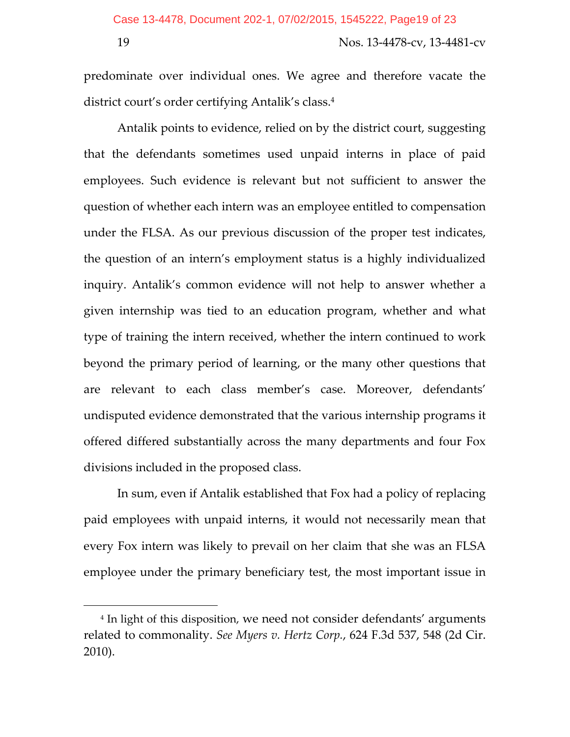predominate over individual ones. We agree and therefore vacate the district court's order certifying Antalik's class.[4]

Antalik points to evidence, relied on by the district court, suggesting that the defendants sometimes used unpaid interns in place of paid employees. Such evidence is relevant but not sufficient to answer the question of whether each intern was an employee entitled to compensation under the FLSA. As our previous discussion of the proper test indicates, the question of an intern's employment status is a highly individualized inquiry. Antalik's common evidence will not help to answer whether a given internship was tied to an education program, whether and what type of training the intern received, whether the intern continued to work beyond the primary period of learning, or the many other questions that are relevant to each class member's case. Moreover, defendants' undisputed evidence demonstrated that the various internship programs it offered differed substantially across the many departments and four Fox divisions included in the proposed class.

In sum, even if Antalik established that Fox had a policy of replacing paid employees with unpaid interns, it would not necessarily mean that every Fox intern was likely to prevail on her claim that she was an FLSA employee under the primary beneficiary test, the most important issue in

---

[4] In light of this disposition, we need not consider defendants' arguments related to commonality. *See Myers v. Hertz Corp.*, 624 F.3d 537, 548 (2d Cir. 2010).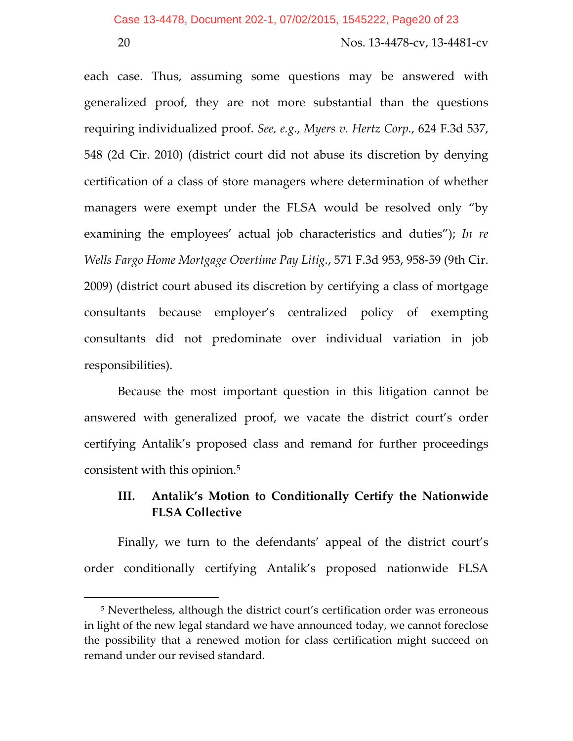each case. Thus, assuming some questions may be answered with generalized proof, they are not more substantial than the questions requiring individualized proof. *See, e.g.*, *Myers v. Hertz Corp.*, 624 F.3d 537, 548 (2d Cir. 2010) (district court did not abuse its discretion by denying certification of a class of store managers where determination of whether managers were exempt under the FLSA would be resolved only "by examining the employees' actual job characteristics and duties"); *In re Wells Fargo Home Mortgage Overtime Pay Litig.*, 571 F.3d 953, 958-59 (9th Cir. 2009) (district court abused its discretion by certifying a class of mortgage consultants because employer's centralized policy of exempting consultants did not predominate over individual variation in job responsibilities).

Because the most important question in this litigation cannot be answered with generalized proof, we vacate the district court's order certifying Antalik's proposed class and remand for further proceedings consistent with this opinion.[5]

### III. Antalik's Motion to Conditionally Certify the Nationwide FLSA Collective

Finally, we turn to the defendants' appeal of the district court's order conditionally certifying Antalik's proposed nationwide FLSA

---

[5] Nevertheless, although the district court's certification order was erroneous in light of the new legal standard we have announced today, we cannot foreclose the possibility that a renewed motion for class certification might succeed on remand under our revised standard.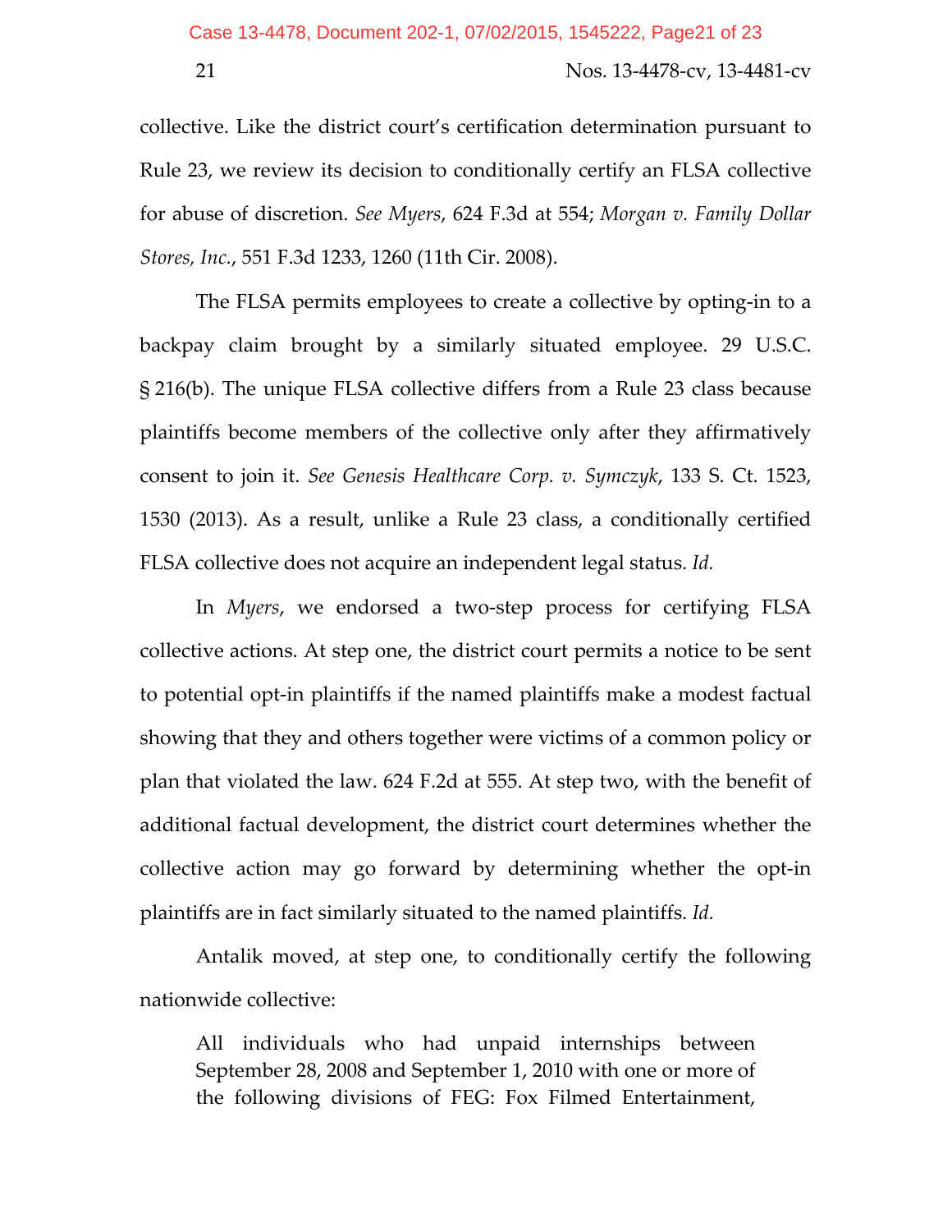collective. Like the district court's certification determination pursuant to Rule 23, we review its decision to conditionally certify an FLSA collective for abuse of discretion. *See Myers*, 624 F.3d at 554; *Morgan v. Family Dollar Stores, Inc.*, 551 F.3d 1233, 1260 (11th Cir. 2008).

The FLSA permits employees to create a collective by opting-in to a backpay claim brought by a similarly situated employee. 29 U.S.C. § 216(b). The unique FLSA collective differs from a Rule 23 class because plaintiffs become members of the collective only after they affirmatively consent to join it. *See Genesis Healthcare Corp. v. Symczyk*, 133 S. Ct. 1523, 1530 (2013). As a result, unlike a Rule 23 class, a conditionally certified FLSA collective does not acquire an independent legal status. *Id.*

In *Myers*, we endorsed a two-step process for certifying FLSA collective actions. At step one, the district court permits a notice to be sent to potential opt-in plaintiffs if the named plaintiffs make a modest factual showing that they and others together were victims of a common policy or plan that violated the law. 624 F.2d at 555. At step two, with the benefit of additional factual development, the district court determines whether the collective action may go forward by determining whether the opt-in plaintiffs are in fact similarly situated to the named plaintiffs. *Id.*

Antalik moved, at step one, to conditionally certify the following nationwide collective:

> All individuals who had unpaid internships between September 28, 2008 and September 1, 2010 with one or more of the following divisions of FEG: Fox Filmed Entertainment,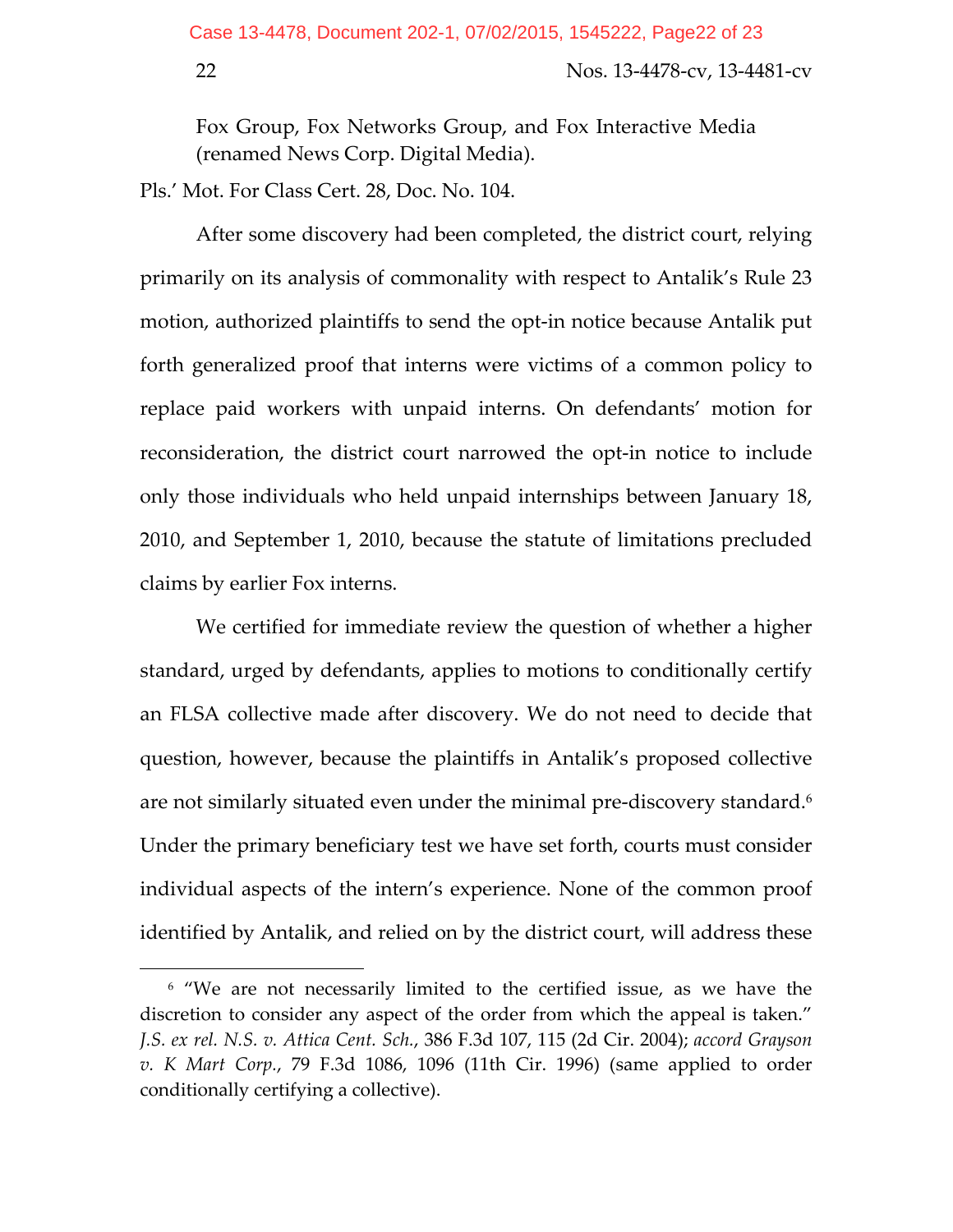Fox Group, Fox Networks Group, and Fox Interactive Media (renamed News Corp. Digital Media).

Pls.' Mot. For Class Cert. 28, Doc. No. 104.

After some discovery had been completed, the district court, relying primarily on its analysis of commonality with respect to Antalik's Rule 23 motion, authorized plaintiffs to send the opt-in notice because Antalik put forth generalized proof that interns were victims of a common policy to replace paid workers with unpaid interns. On defendants' motion for reconsideration, the district court narrowed the opt-in notice to include only those individuals who held unpaid internships between January 18, 2010, and September 1, 2010, because the statute of limitations precluded claims by earlier Fox interns.

We certified for immediate review the question of whether a higher standard, urged by defendants, applies to motions to conditionally certify an FLSA collective made after discovery. We do not need to decide that question, however, because the plaintiffs in Antalik's proposed collective are not similarly situated even under the minimal pre-discovery standard.[6] Under the primary beneficiary test we have set forth, courts must consider individual aspects of the intern's experience. None of the common proof identified by Antalik, and relied on by the district court, will address these

[6] "We are not necessarily limited to the certified issue, as we have the discretion to consider any aspect of the order from which the appeal is taken." *J.S. ex rel. N.S. v. Attica Cent. Sch.*, 386 F.3d 107, 115 (2d Cir. 2004); *accord Grayson v. K Mart Corp.*, 79 F.3d 1086, 1096 (11th Cir. 1996) (same applied to order conditionally certifying a collective).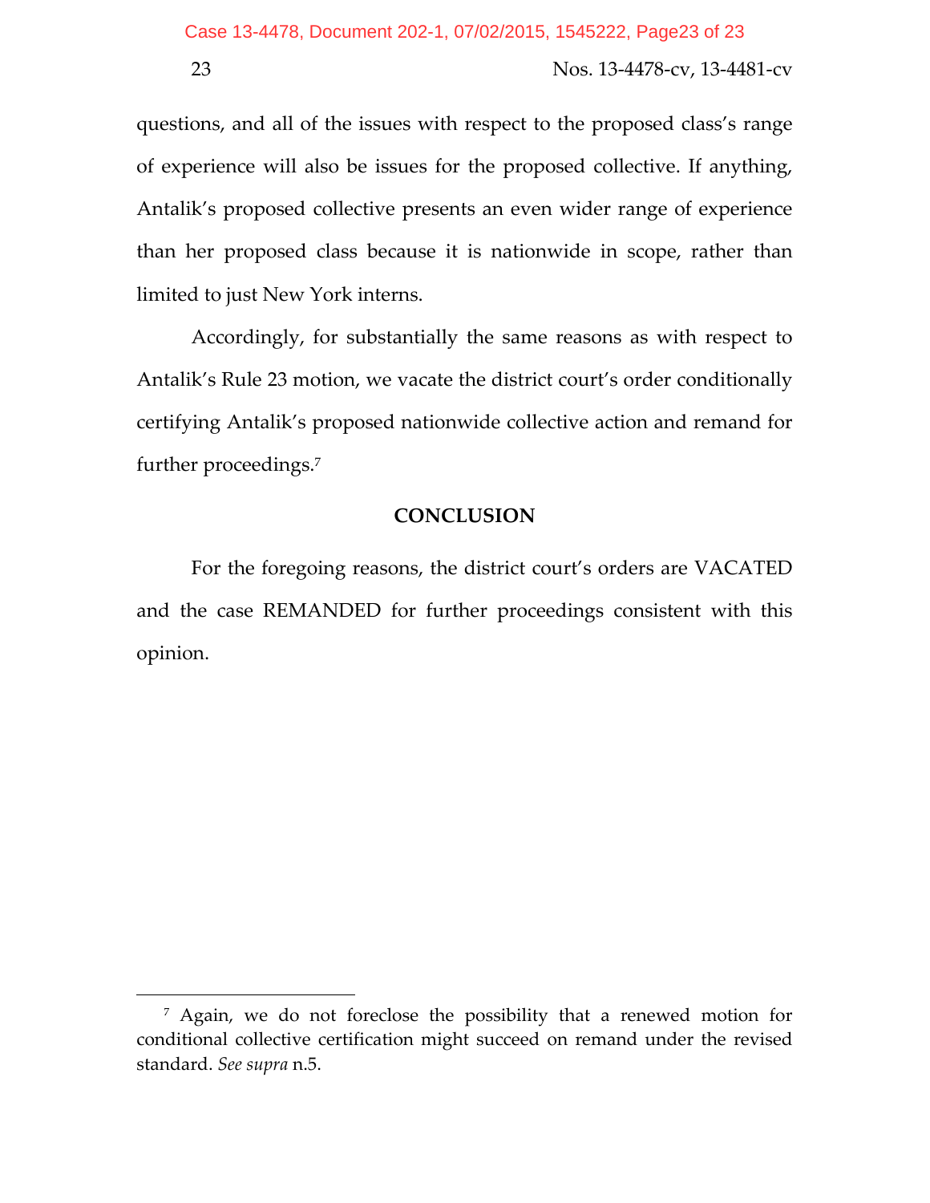questions, and all of the issues with respect to the proposed class's range of experience will also be issues for the proposed collective. If anything, Antalik's proposed collective presents an even wider range of experience than her proposed class because it is nationwide in scope, rather than limited to just New York interns.

Accordingly, for substantially the same reasons as with respect to Antalik's Rule 23 motion, we vacate the district court's order conditionally certifying Antalik's proposed nationwide collective action and remand for further proceedings.[7]

## CONCLUSION

For the foregoing reasons, the district court's orders are VACATED and the case REMANDED for further proceedings consistent with this opinion.

---

[7] Again, we do not foreclose the possibility that a renewed motion for conditional collective certification might succeed on remand under the revised standard. *See supra* n.5.